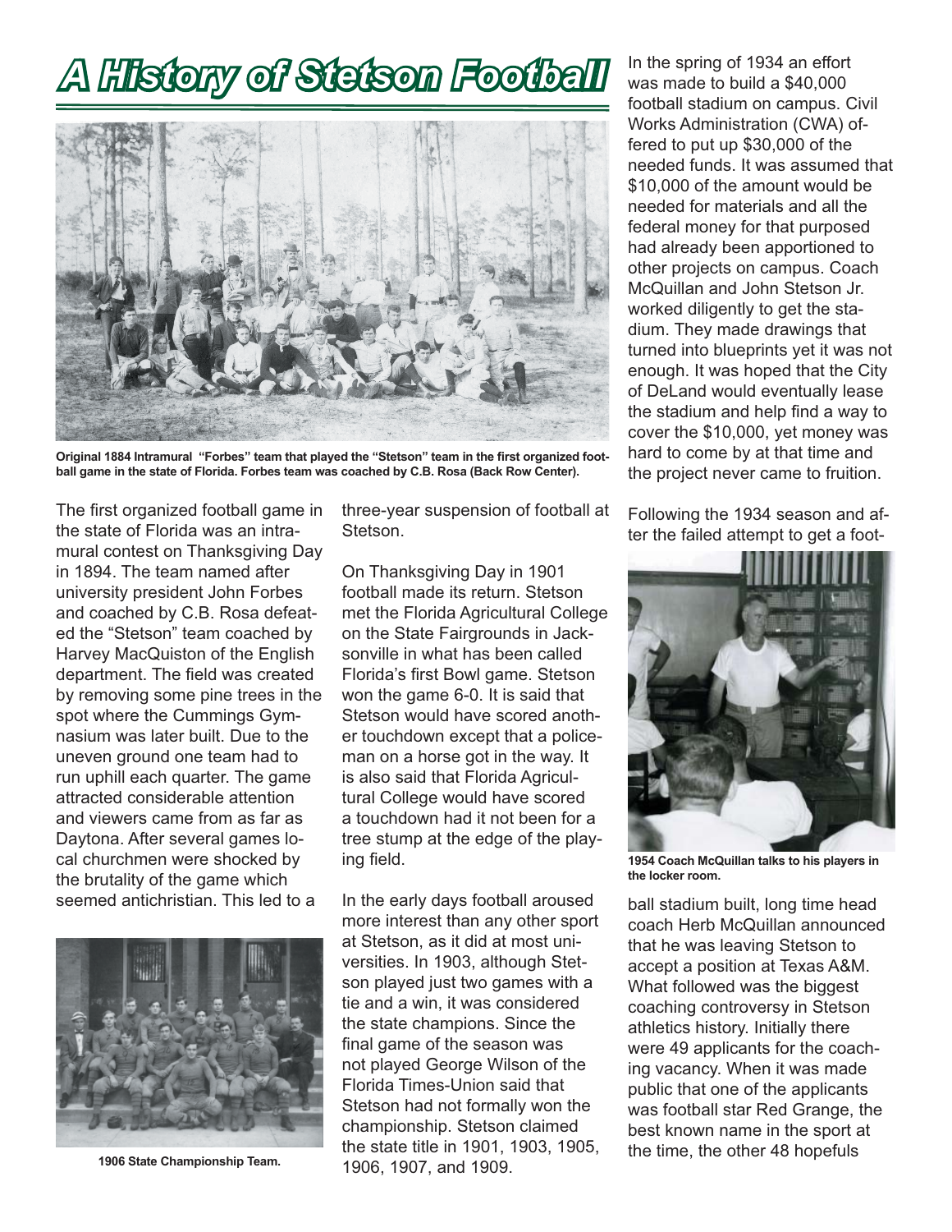# A History of Stetson Football

Original 1884 Intramural "Forbes" team that played the "Stetson" team in the first organized football game in the state of Florida. Forbes team was coached by C.B. Rosa (Back Row Center).

The first organized football game in the state of Florida was an intramural contest on Thanksgiving Day in 1894. The team named after university president John Forbes and coached by C.B. Rosa defeated the "Stetson" team coached by Harvey MacQuiston of the English department. The field was created by removing some pine trees in the spot where the Cummings Gymnasium was later built. Due to the uneven ground one team had to run uphill each quarter. The game attracted considerable attention and viewers came from as far as Daytona. After several games local churchmen were shocked by the brutality of the game which seemed antichristian. This led to a three-year suspension of football at Stetson.

1906 State Championship Team.

On Thanksgiving Day in 1901 football made its return. Stetson met the Florida Agricultural College on the State Fairgrounds in Jacksonville in what has been called Florida's first Bowl game. Stetson won the game 6-0. It is said that Stetson would have scored another touchdown except that a policeman on a horse got in the way. It is also said that Florida Agricultural College would have scored a touchdown had it not been for a tree stump at the edge of the playing field.

In the early days football aroused more interest than any other sport at Stetson, as it did at most universities. In 1903, although Stetson played just two games with a tie and a win, it was considered the state champions. Since the final game of the season was not played George Wilson of the Florida Times-Union said that Stetson had not formally won the championship. Stetson claimed the state title in 1901, 1903, 1905, 1906, 1907, and 1909.

In the spring of 1934 an effort was made to build a $40,000 football stadium on campus. Civil Works Administration (CWA) offered to put up $30,000 of the needed funds. It was assumed that $10,000 of the amount would be needed for materials and all the federal money for that purposed had already been apportioned to other projects on campus. Coach McQuillan and John Stetson Jr. worked diligently to get the stadium. They made drawings that turned into blueprints yet it was not enough. It was hoped that the City of DeLand would eventually lease the stadium and help find a way to cover the $10,000, yet money was hard to come by at that time and the project never came to fruition.

Following the 1934 season and after the failed attempt to get a football stadium built, long time head coach Herb McQuillan announced that he was leaving Stetson to accept a position at Texas A&M. What followed was the biggest coaching controversy in Stetson athletics history. Initially there were 49 applicants for the coaching vacancy. When it was made public that one of the applicants was football star Red Grange, the best known name in the sport at the time, the other 48 hopefuls

1954 Coach McQuillan talks to his players in the locker room.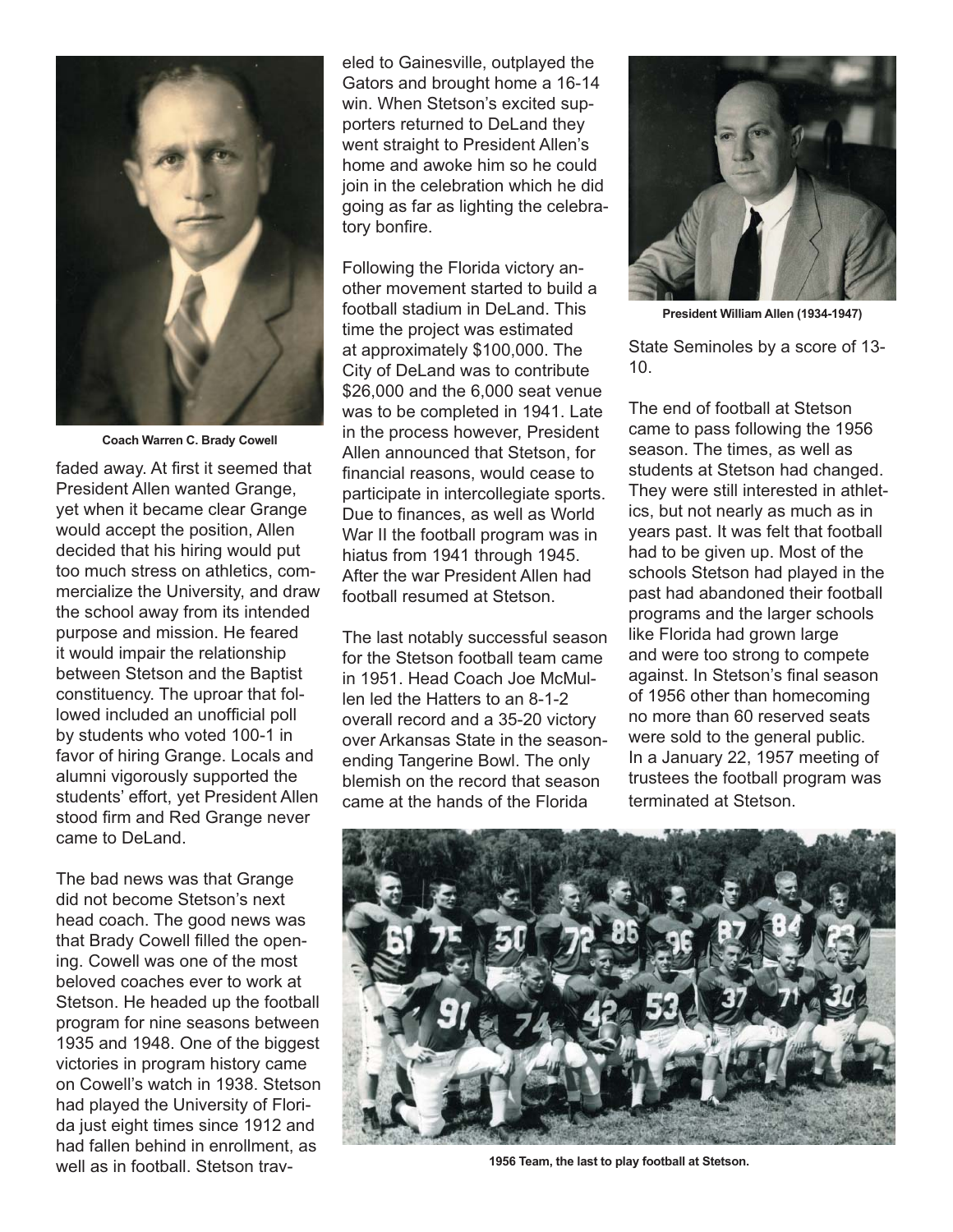Coach Warren C. Brady Cowell

faded away. At first it seemed that President Allen wanted Grange, yet when it became clear Grange would accept the position, Allen decided that his hiring would put too much stress on athletics, commercialize the University, and draw the school away from its intended purpose and mission. He feared it would impair the relationship between Stetson and the Baptist constituency. The uproar that followed included an unofficial poll by students who voted 100-1 in favor of hiring Grange. Locals and alumni vigorously supported the students' effort, yet President Allen stood firm and Red Grange never came to DeLand.

The bad news was that Grange did not become Stetson's next head coach. The good news was that Brady Cowell filled the opening. Cowell was one of the most beloved coaches ever to work at Stetson. He headed up the football program for nine seasons between 1935 and 1948. One of the biggest victories in program history came on Cowell's watch in 1938. Stetson had played the University of Florida just eight times since 1912 and had fallen behind in enrollment, as well as in football. Stetson traveled to Gainesville, outplayed the Gators and brought home a 16-14 win. When Stetson's excited supporters returned to DeLand they went straight to President Allen's home and awoke him so he could join in the celebration which he did going as far as lighting the celebratory bonfire.

Following the Florida victory another movement started to build a football stadium in DeLand. This time the project was estimated at approximately $100,000. The City of DeLand was to contribute $26,000 and the 6,000 seat venue was to be completed in 1941. Late in the process however, President Allen announced that Stetson, for financial reasons, would cease to participate in intercollegiate sports. Due to finances, as well as World War II the football program was in hiatus from 1941 through 1945. After the war President Allen had football resumed at Stetson.

The last notably successful season for the Stetson football team came in 1951. Head Coach Joe McMullen led the Hatters to an 8-1-2 overall record and a 35-20 victory over Arkansas State in the season-ending Tangerine Bowl. The only blemish on the record that season came at the hands of the Florida State Seminoles by a score of 13-10.

President William Allen (1934-1947)

The end of football at Stetson came to pass following the 1956 season. The times, as well as students at Stetson had changed. They were still interested in athletics, but not nearly as much as in years past. It was felt that football had to be given up. Most of the schools Stetson had played in the past had abandoned their football programs and the larger schools like Florida had grown large and were too strong to compete against. In Stetson's final season of 1956 other than homecoming no more than 60 reserved seats were sold to the general public. In a January 22, 1957 meeting of trustees the football program was terminated at Stetson.

1956 Team, the last to play football at Stetson.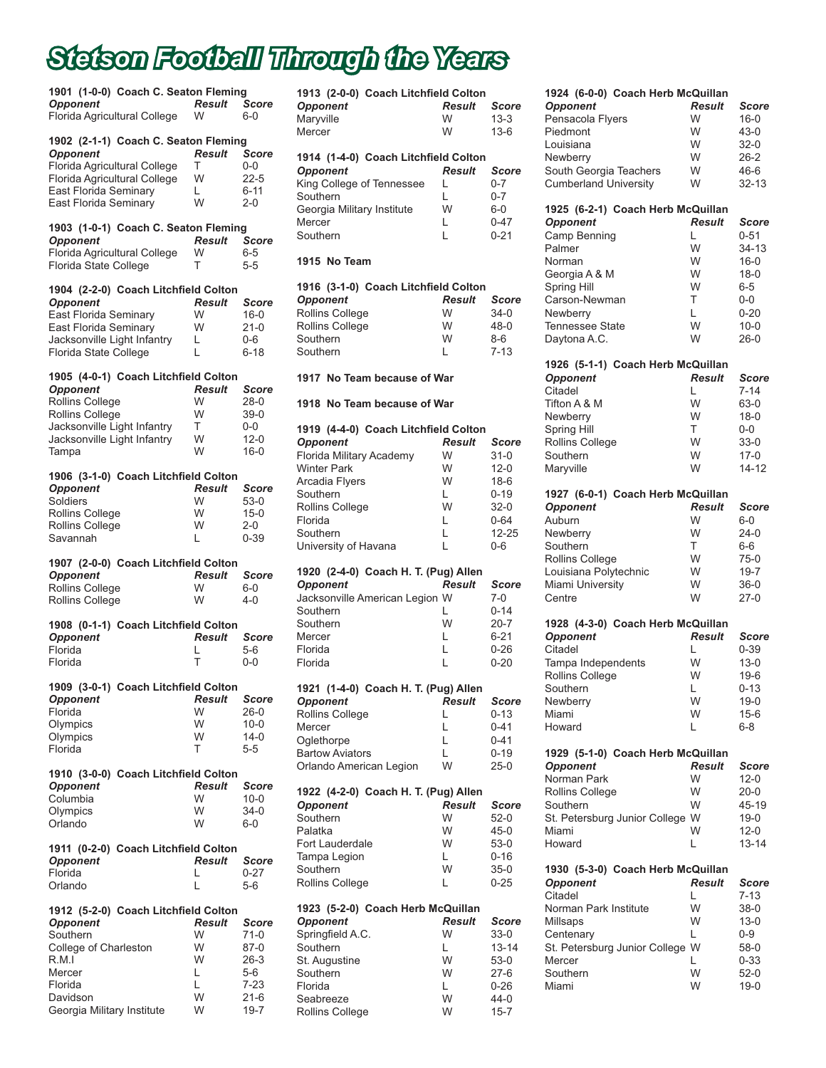# Stetson Football Through the Years

### 1901 (1-0-0) Coach C. Seaton Fleming

| Opponent | Result | Score |
|---|---|---|
| Florida Agricultural College | W | 6-0 |

### 1902 (2-1-1) Coach C. Seaton Fleming

| Opponent | Result | Score |
|---|---|---|
| Florida Agricultural College | T | 0-0 |
| Florida Agricultural College | W | 22-5 |
| East Florida Seminary | L | 6-11 |
| East Florida Seminary | W | 2-0 |

### 1903 (1-0-1) Coach C. Seaton Fleming

| Opponent | Result | Score |
|---|---|---|
| Florida Agricultural College | W | 6-5 |
| Florida State College | T | 5-5 |

### 1904 (2-2-0) Coach Litchfield Colton

| Opponent | Result | Score |
|---|---|---|
| East Florida Seminary | W | 16-0 |
| East Florida Seminary | W | 21-0 |
| Jacksonville Light Infantry | L | 0-6 |
| Florida State College | L | 6-18 |

### 1905 (4-0-1) Coach Litchfield Colton

| Opponent | Result | Score |
|---|---|---|
| Rollins College | W | 28-0 |
| Rollins College | W | 39-0 |
| Jacksonville Light Infantry | T | 0-0 |
| Jacksonville Light Infantry | W | 12-0 |
| Tampa | W | 16-0 |

### 1906 (3-1-0) Coach Litchfield Colton

| Opponent | Result | Score |
|---|---|---|
| Soldiers | W | 53-0 |
| Rollins College | W | 15-0 |
| Rollins College | W | 2-0 |
| Savannah | L | 0-39 |

### 1907 (2-0-0) Coach Litchfield Colton

| Opponent | Result | Score |
|---|---|---|
| Rollins College | W | 6-0 |
| Rollins College | W | 4-0 |

### 1908 (0-1-1) Coach Litchfield Colton

| Opponent | Result | Score |
|---|---|---|
| Florida | L | 5-6 |
| Florida | T | 0-0 |

### 1909 (3-0-1) Coach Litchfield Colton

| Opponent | Result | Score |
|---|---|---|
| Florida | W | 26-0 |
| Olympics | W | 10-0 |
| Olympics | W | 14-0 |
| Florida | T | 5-5 |

### 1910 (3-0-0) Coach Litchfield Colton

| Opponent | Result | Score |
|---|---|---|
| Columbia | W | 10-0 |
| Olympics | W | 34-0 |
| Orlando | W | 6-0 |

### 1911 (0-2-0) Coach Litchfield Colton

| Opponent | Result | Score |
|---|---|---|
| Florida | L | 0-27 |
| Orlando | L | 5-6 |

### 1912 (5-2-0) Coach Litchfield Colton

| Opponent | Result | Score |
|---|---|---|
| Southern | W | 71-0 |
| College of Charleston | W | 87-0 |
| R.M.I | W | 26-3 |
| Mercer | L | 5-6 |
| Florida | L | 7-23 |
| Davidson | W | 21-6 |
| Georgia Military Institute | W | 19-7 |

### 1913 (2-0-0) Coach Litchfield Colton

| Opponent | Result | Score |
|---|---|---|
| Maryville | W | 13-3 |
| Mercer | W | 13-6 |

### 1914 (1-4-0) Coach Litchfield Colton

| Opponent | Result | Score |
|---|---|---|
| King College of Tennessee | L | 0-7 |
| Southern | L | 0-7 |
| Georgia Military Institute | W | 6-0 |
| Mercer | L | 0-47 |
| Southern | L | 0-21 |

### 1915 No Team

### 1916 (3-1-0) Coach Litchfield Colton

| Opponent | Result | Score |
|---|---|---|
| Rollins College | W | 34-0 |
| Rollins College | W | 48-0 |
| Southern | W | 8-6 |
| Southern | L | 7-13 |

### 1917 No Team because of War

### 1918 No Team because of War

### 1919 (4-4-0) Coach Litchfield Colton

| Opponent | Result | Score |
|---|---|---|
| Florida Military Academy | W | 31-0 |
| Winter Park | W | 12-0 |
| Arcadia Flyers | W | 18-6 |
| Southern | L | 0-19 |
| Rollins College | W | 32-0 |
| Florida | L | 0-64 |
| Southern | L | 12-25 |
| University of Havana | L | 0-6 |

### 1920 (2-4-0) Coach H. T. (Pug) Allen

| Opponent | Result | Score |
|---|---|---|
| Jacksonville American Legion | W | 7-0 |
| Southern | L | 0-14 |
| Southern | W | 20-7 |
| Mercer | L | 6-21 |
| Florida | L | 0-26 |
| Florida | L | 0-20 |

### 1921 (1-4-0) Coach H. T. (Pug) Allen

| Opponent | Result | Score |
|---|---|---|
| Rollins College | L | 0-13 |
| Mercer | L | 0-41 |
| Oglethorpe | L | 0-41 |
| Bartow Aviators | L | 0-19 |
| Orlando American Legion | W | 25-0 |

### 1922 (4-2-0) Coach H. T. (Pug) Allen

| Opponent | Result | Score |
|---|---|---|
| Southern | W | 52-0 |
| Palatka | W | 45-0 |
| Fort Lauderdale | W | 53-0 |
| Tampa Legion | L | 0-16 |
| Southern | W | 35-0 |
| Rollins College | L | 0-25 |

### 1923 (5-2-0) Coach Herb McQuillan

| Opponent | Result | Score |
|---|---|---|
| Springfield A.C. | W | 33-0 |
| Southern | L | 13-14 |
| St. Augustine | W | 53-0 |
| Southern | W | 27-6 |
| Florida | L | 0-26 |
| Seabreeze | W | 44-0 |
| Rollins College | W | 15-7 |

### 1924 (6-0-0) Coach Herb McQuillan

| Opponent | Result | Score |
|---|---|---|
| Pensacola Flyers | W | 16-0 |
| Piedmont | W | 43-0 |
| Louisiana | W | 32-0 |
| Newberry | W | 26-2 |
| South Georgia Teachers | W | 46-6 |
| Cumberland University | W | 32-13 |

### 1925 (6-2-1) Coach Herb McQuillan

| Opponent | Result | Score |
|---|---|---|
| Camp Benning | L | 0-51 |
| Palmer | W | 34-13 |
| Norman | W | 16-0 |
| Georgia A & M | W | 18-0 |
| Spring Hill | W | 6-5 |
| Carson-Newman | T | 0-0 |
| Newberry | L | 0-20 |
| Tennessee State | W | 10-0 |
| Daytona A.C. | W | 26-0 |

### 1926 (5-1-1) Coach Herb McQuillan

| Opponent | Result | Score |
|---|---|---|
| Citadel | L | 7-14 |
| Tifton A & M | W | 63-0 |
| Newberry | W | 18-0 |
| Spring Hill | T | 0-0 |
| Rollins College | W | 33-0 |
| Southern | W | 17-0 |
| Maryville | W | 14-12 |

### 1927 (6-0-1) Coach Herb McQuillan

| Opponent | Result | Score |
|---|---|---|
| Auburn | W | 6-0 |
| Newberry | W | 24-0 |
| Southern | T | 6-6 |
| Rollins College | W | 75-0 |
| Louisiana Polytechnic | W | 19-7 |
| Miami University | W | 36-0 |
| Centre | W | 27-0 |

### 1928 (4-3-0) Coach Herb McQuillan

| Opponent | Result | Score |
|---|---|---|
| Citadel | L | 0-39 |
| Tampa Independents | W | 13-0 |
| Rollins College | W | 19-6 |
| Southern | L | 0-13 |
| Newberry | W | 19-0 |
| Miami | W | 15-6 |
| Howard | L | 6-8 |

### 1929 (5-1-0) Coach Herb McQuillan

| Opponent | Result | Score |
|---|---|---|
| Norman Park | W | 12-0 |
| Rollins College | W | 20-0 |
| Southern | W | 45-19 |
| St. Petersburg Junior College | W | 19-0 |
| Miami | W | 12-0 |
| Howard | L | 13-14 |

### 1930 (5-3-0) Coach Herb McQuillan

| Opponent | Result | Score |
|---|---|---|
| Citadel | L | 7-13 |
| Norman Park Institute | W | 38-0 |
| Millsaps | W | 13-0 |
| Centenary | L | 0-9 |
| St. Petersburg Junior College | W | 58-0 |
| Mercer | L | 0-33 |
| Southern | W | 52-0 |
| Miami | W | 19-0 |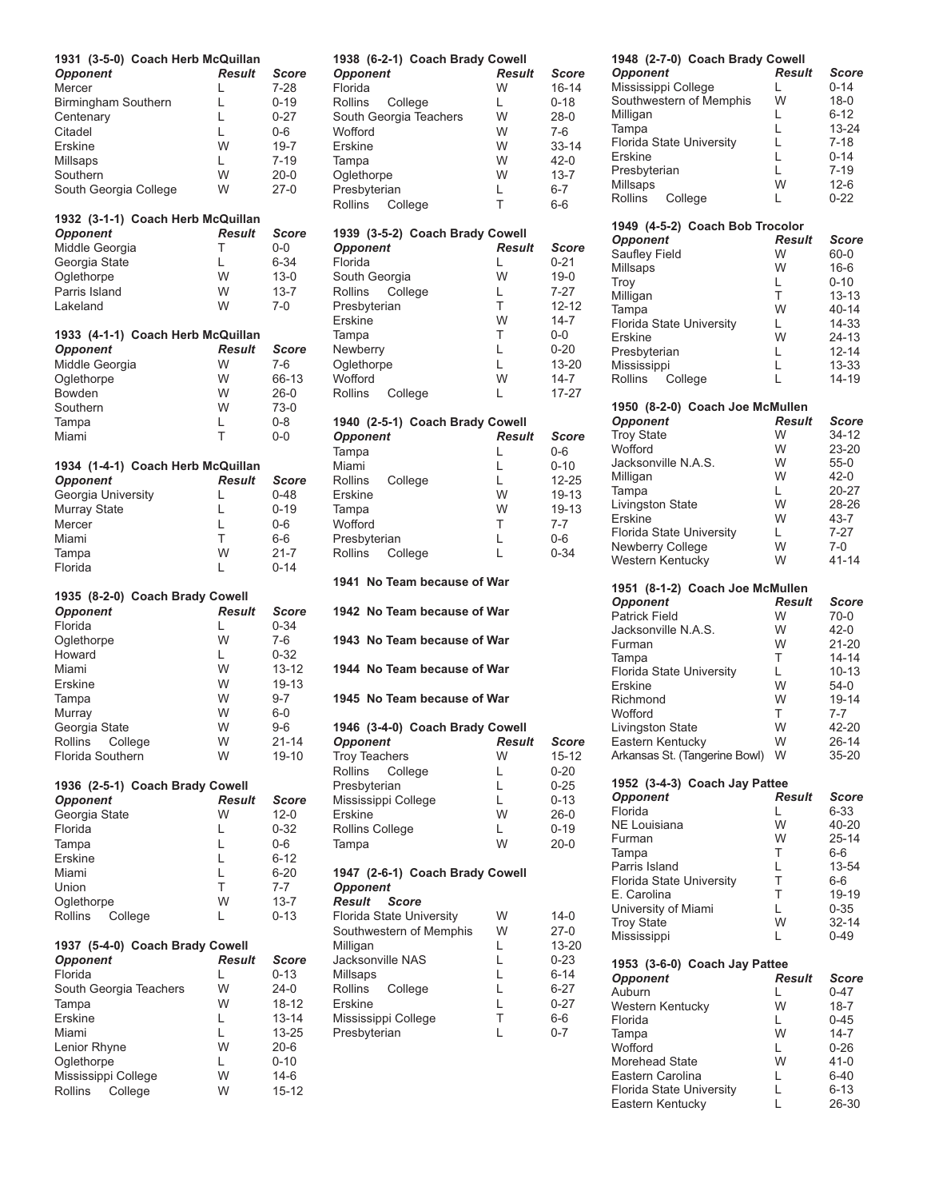### 1931 (3-5-0) Coach Herb McQuillan

| Opponent | Result | Score |
| --- | --- | --- |
| Mercer | L | 7-28 |
| Birmingham Southern | L | 0-19 |
| Centenary | L | 0-27 |
| Citadel | L | 0-6 |
| Erskine | W | 19-7 |
| Millsaps | L | 7-19 |
| Southern | W | 20-0 |
| South Georgia College | W | 27-0 |

### 1932 (3-1-1) Coach Herb McQuillan

| Opponent | Result | Score |
| --- | --- | --- |
| Middle Georgia | T | 0-0 |
| Georgia State | L | 6-34 |
| Oglethorpe | W | 13-0 |
| Parris Island | W | 13-7 |
| Lakeland | W | 7-0 |

### 1933 (4-1-1) Coach Herb McQuillan

| Opponent | Result | Score |
| --- | --- | --- |
| Middle Georgia | W | 7-6 |
| Oglethorpe | W | 66-13 |
| Bowden | W | 26-0 |
| Southern | W | 73-0 |
| Tampa | L | 0-8 |
| Miami | T | 0-0 |

### 1934 (1-4-1) Coach Herb McQuillan

| Opponent | Result | Score |
| --- | --- | --- |
| Georgia University | L | 0-48 |
| Murray State | L | 0-19 |
| Mercer | L | 0-6 |
| Miami | T | 6-6 |
| Tampa | W | 21-7 |
| Florida | L | 0-14 |

### 1935 (8-2-0) Coach Brady Cowell

| Opponent | Result | Score |
| --- | --- | --- |
| Florida | L | 0-34 |
| Oglethorpe | W | 7-6 |
| Howard | L | 0-32 |
| Miami | W | 13-12 |
| Erskine | W | 19-13 |
| Tampa | W | 9-7 |
| Murray | W | 6-0 |
| Georgia State | W | 9-6 |
| Rollins College | W | 21-14 |
| Florida Southern | W | 19-10 |

### 1936 (2-5-1) Coach Brady Cowell

| Opponent | Result | Score |
| --- | --- | --- |
| Georgia State | W | 12-0 |
| Florida | L | 0-32 |
| Tampa | L | 0-6 |
| Erskine | L | 6-12 |
| Miami | L | 6-20 |
| Union | T | 7-7 |
| Oglethorpe | W | 13-7 |
| Rollins College | L | 0-13 |

### 1937 (5-4-0) Coach Brady Cowell

| Opponent | Result | Score |
| --- | --- | --- |
| Florida | L | 0-13 |
| South Georgia Teachers | W | 24-0 |
| Tampa | W | 18-12 |
| Erskine | L | 13-14 |
| Miami | L | 13-25 |
| Lenior Rhyne | W | 20-6 |
| Oglethorpe | L | 0-10 |
| Mississippi College | W | 14-6 |
| Rollins College | W | 15-12 |

### 1938 (6-2-1) Coach Brady Cowell

| Opponent | Result | Score |
| --- | --- | --- |
| Florida | W | 16-14 |
| Rollins College | L | 0-18 |
| South Georgia Teachers | W | 28-0 |
| Wofford | W | 7-6 |
| Erskine | W | 33-14 |
| Tampa | W | 42-0 |
| Oglethorpe | W | 13-7 |
| Presbyterian | L | 6-7 |
| Rollins College | T | 6-6 |

### 1939 (3-5-2) Coach Brady Cowell

| Opponent | Result | Score |
| --- | --- | --- |
| Florida | L | 0-21 |
| South Georgia | W | 19-0 |
| Rollins College | L | 7-27 |
| Presbyterian | T | 12-12 |
| Erskine | W | 14-7 |
| Tampa | T | 0-0 |
| Newberry | L | 0-20 |
| Oglethorpe | L | 13-20 |
| Wofford | W | 14-7 |
| Rollins College | L | 17-27 |

### 1940 (2-5-1) Coach Brady Cowell

| Opponent | Result | Score |
| --- | --- | --- |
| Tampa | L | 0-6 |
| Miami | L | 0-10 |
| Rollins College | L | 12-25 |
| Erskine | W | 19-13 |
| Tampa | W | 19-13 |
| Wofford | T | 7-7 |
| Presbyterian | L | 0-6 |
| Rollins College | L | 0-34 |

### 1941 No Team because of War

### 1942 No Team because of War

### 1943 No Team because of War

### 1944 No Team because of War

### 1945 No Team because of War

### 1946 (3-4-0) Coach Brady Cowell

| Opponent | Result | Score |
| --- | --- | --- |
| Troy Teachers | W | 15-12 |
| Rollins College | L | 0-20 |
| Presbyterian | L | 0-25 |
| Mississippi College | L | 0-13 |
| Erskine | W | 26-0 |
| Rollins College | L | 0-19 |
| Tampa | W | 20-0 |

### 1947 (2-6-1) Coach Brady Cowell

| Opponent | Result | Score |
| --- | --- | --- |
| Florida State University | W | 14-0 |
| Southwestern of Memphis | W | 27-0 |
| Milligan | L | 13-20 |
| Jacksonville NAS | L | 0-23 |
| Millsaps | L | 6-14 |
| Rollins College | L | 6-27 |
| Erskine | L | 0-27 |
| Mississippi College | T | 6-6 |
| Presbyterian | L | 0-7 |

### 1948 (2-7-0) Coach Brady Cowell

| Opponent | Result | Score |
| --- | --- | --- |
| Mississippi College | L | 0-14 |
| Southwestern of Memphis | W | 18-0 |
| Milligan | L | 6-12 |
| Tampa | L | 13-24 |
| Florida State University | L | 7-18 |
| Erskine | L | 0-14 |
| Presbyterian | L | 7-19 |
| Millsaps | W | 12-6 |
| Rollins College | L | 0-22 |

### 1949 (4-5-2) Coach Bob Trocolor

| Opponent | Result | Score |
| --- | --- | --- |
| Saufley Field | W | 60-0 |
| Millsaps | W | 16-6 |
| Troy | L | 0-10 |
| Milligan | T | 13-13 |
| Tampa | W | 40-14 |
| Florida State University | L | 14-33 |
| Erskine | W | 24-13 |
| Presbyterian | L | 12-14 |
| Mississippi | L | 13-33 |
| Rollins College | L | 14-19 |

### 1950 (8-2-0) Coach Joe McMullen

| Opponent | Result | Score |
| --- | --- | --- |
| Troy State | W | 34-12 |
| Wofford | W | 23-20 |
| Jacksonville N.A.S. | W | 55-0 |
| Milligan | W | 42-0 |
| Tampa | L | 20-27 |
| Livingston State | W | 28-26 |
| Erskine | W | 43-7 |
| Florida State University | L | 7-27 |
| Newberry College | W | 7-0 |
| Western Kentucky | W | 41-14 |

### 1951 (8-1-2) Coach Joe McMullen

| Opponent | Result | Score |
| --- | --- | --- |
| Patrick Field | W | 70-0 |
| Jacksonville N.A.S. | W | 42-0 |
| Furman | W | 21-20 |
| Tampa | T | 14-14 |
| Florida State University | L | 10-13 |
| Erskine | W | 54-0 |
| Richmond | W | 19-14 |
| Wofford | T | 7-7 |
| Livingston State | W | 42-20 |
| Eastern Kentucky | W | 26-14 |
| Arkansas St. (Tangerine Bowl) | W | 35-20 |

### 1952 (3-4-3) Coach Jay Pattee

| Opponent | Result | Score |
| --- | --- | --- |
| Florida | L | 6-33 |
| NE Louisiana | W | 40-20 |
| Furman | W | 25-14 |
| Tampa | T | 6-6 |
| Parris Island | L | 13-54 |
| Florida State University | T | 6-6 |
| E. Carolina | T | 19-19 |
| University of Miami | L | 0-35 |
| Troy State | W | 32-14 |
| Mississippi | L | 0-49 |

### 1953 (3-6-0) Coach Jay Pattee

| Opponent | Result | Score |
| --- | --- | --- |
| Auburn | L | 0-47 |
| Western Kentucky | W | 18-7 |
| Florida | L | 0-45 |
| Tampa | W | 14-7 |
| Wofford | L | 0-26 |
| Morehead State | W | 41-0 |
| Eastern Carolina | L | 6-40 |
| Florida State University | L | 6-13 |
| Eastern Kentucky | L | 26-30 |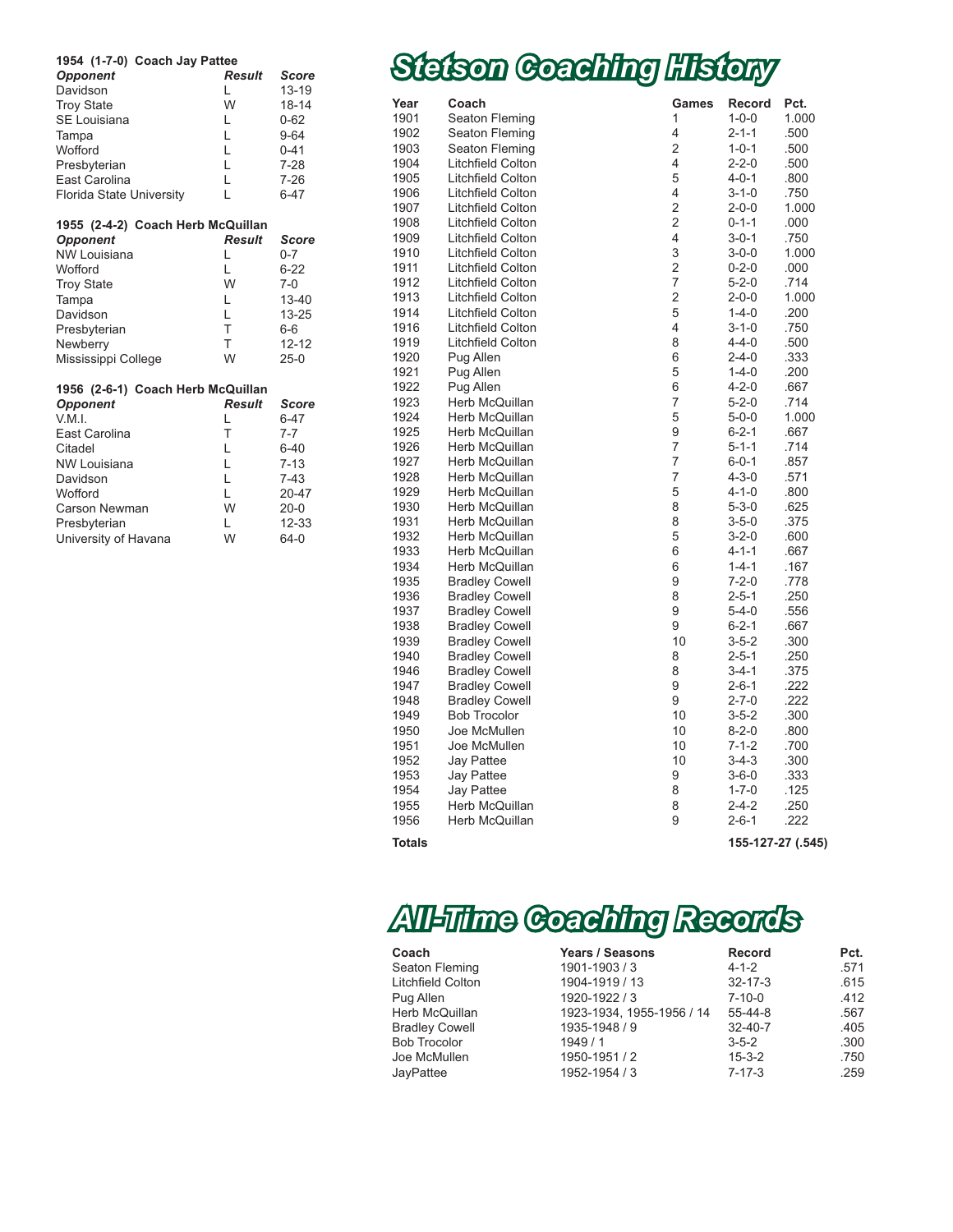### 1954 (1-7-0) Coach Jay Pattee

| *Opponent* | *Result* | *Score* |
|---|---|---|
| Davidson | L | 13-19 |
| Troy State | W | 18-14 |
| SE Louisiana | L | 0-62 |
| Tampa | L | 9-64 |
| Wofford | L | 0-41 |
| Presbyterian | L | 7-28 |
| East Carolina | L | 7-26 |
| Florida State University | L | 6-47 |

### 1955 (2-4-2) Coach Herb McQuillan

| *Opponent* | *Result* | *Score* |
|---|---|---|
| NW Louisiana | L | 0-7 |
| Wofford | L | 6-22 |
| Troy State | W | 7-0 |
| Tampa | L | 13-40 |
| Davidson | L | 13-25 |
| Presbyterian | T | 6-6 |
| Newberry | T | 12-12 |
| Mississippi College | W | 25-0 |

### 1956 (2-6-1) Coach Herb McQuillan

| *Opponent* | *Result* | *Score* |
|---|---|---|
| V.M.I. | L | 6-47 |
| East Carolina | T | 7-7 |
| Citadel | L | 6-40 |
| NW Louisiana | L | 7-13 |
| Davidson | L | 7-43 |
| Wofford | L | 20-47 |
| Carson Newman | W | 20-0 |
| Presbyterian | L | 12-33 |
| University of Havana | W | 64-0 |

# Stetson Coaching History

| Year | Coach | Games | Record | Pct. |
|---|---|---|---|---|
| 1901 | Seaton Fleming | 1 | 1-0-0 | 1.000 |
| 1902 | Seaton Fleming | 4 | 2-1-1 | .500 |
| 1903 | Seaton Fleming | 2 | 1-0-1 | .500 |
| 1904 | Litchfield Colton | 4 | 2-2-0 | .500 |
| 1905 | Litchfield Colton | 5 | 4-0-1 | .800 |
| 1906 | Litchfield Colton | 4 | 3-1-0 | .750 |
| 1907 | Litchfield Colton | 2 | 2-0-0 | 1.000 |
| 1908 | Litchfield Colton | 2 | 0-1-1 | .000 |
| 1909 | Litchfield Colton | 4 | 3-0-1 | .750 |
| 1910 | Litchfield Colton | 3 | 3-0-0 | 1.000 |
| 1911 | Litchfield Colton | 2 | 0-2-0 | .000 |
| 1912 | Litchfield Colton | 7 | 5-2-0 | .714 |
| 1913 | Litchfield Colton | 2 | 2-0-0 | 1.000 |
| 1914 | Litchfield Colton | 5 | 1-4-0 | .200 |
| 1916 | Litchfield Colton | 4 | 3-1-0 | .750 |
| 1919 | Litchfield Colton | 8 | 4-4-0 | .500 |
| 1920 | Pug Allen | 6 | 2-4-0 | .333 |
| 1921 | Pug Allen | 5 | 1-4-0 | .200 |
| 1922 | Pug Allen | 6 | 4-2-0 | .667 |
| 1923 | Herb McQuillan | 7 | 5-2-0 | .714 |
| 1924 | Herb McQuillan | 5 | 5-0-0 | 1.000 |
| 1925 | Herb McQuillan | 9 | 6-2-1 | .667 |
| 1926 | Herb McQuillan | 7 | 5-1-1 | .714 |
| 1927 | Herb McQuillan | 7 | 6-0-1 | .857 |
| 1928 | Herb McQuillan | 7 | 4-3-0 | .571 |
| 1929 | Herb McQuillan | 5 | 4-1-0 | .800 |
| 1930 | Herb McQuillan | 8 | 5-3-0 | .625 |
| 1931 | Herb McQuillan | 8 | 3-5-0 | .375 |
| 1932 | Herb McQuillan | 5 | 3-2-0 | .600 |
| 1933 | Herb McQuillan | 6 | 4-1-1 | .667 |
| 1934 | Herb McQuillan | 6 | 1-4-1 | .167 |
| 1935 | Bradley Cowell | 9 | 7-2-0 | .778 |
| 1936 | Bradley Cowell | 8 | 2-5-1 | .250 |
| 1937 | Bradley Cowell | 9 | 5-4-0 | .556 |
| 1938 | Bradley Cowell | 9 | 6-2-1 | .667 |
| 1939 | Bradley Cowell | 10 | 3-5-2 | .300 |
| 1940 | Bradley Cowell | 8 | 2-5-1 | .250 |
| 1946 | Bradley Cowell | 8 | 3-4-1 | .375 |
| 1947 | Bradley Cowell | 9 | 2-6-1 | .222 |
| 1948 | Bradley Cowell | 9 | 2-7-0 | .222 |
| 1949 | Bob Trocolor | 10 | 3-5-2 | .300 |
| 1950 | Joe McMullen | 10 | 8-2-0 | .800 |
| 1951 | Joe McMullen | 10 | 7-1-2 | .700 |
| 1952 | Jay Pattee | 10 | 3-4-3 | .300 |
| 1953 | Jay Pattee | 9 | 3-6-0 | .333 |
| 1954 | Jay Pattee | 8 | 1-7-0 | .125 |
| 1955 | Herb McQuillan | 8 | 2-4-2 | .250 |
| 1956 | Herb McQuillan | 9 | 2-6-1 | .222 |
| **Totals** | | | **155-127-27 (.545)** | |

# All-Time Coaching Records

| Coach | Years / Seasons | Record | Pct. |
|---|---|---|---|
| Seaton Fleming | 1901-1903 / 3 | 4-1-2 | .571 |
| Litchfield Colton | 1904-1919 / 13 | 32-17-3 | .615 |
| Pug Allen | 1920-1922 / 3 | 7-10-0 | .412 |
| Herb McQuillan | 1923-1934, 1955-1956 / 14 | 55-44-8 | .567 |
| Bradley Cowell | 1935-1948 / 9 | 32-40-7 | .405 |
| Bob Trocolor | 1949 / 1 | 3-5-2 | .300 |
| Joe McMullen | 1950-1951 / 2 | 15-3-2 | .750 |
| JayPattee | 1952-1954 / 3 | 7-17-3 | .259 |